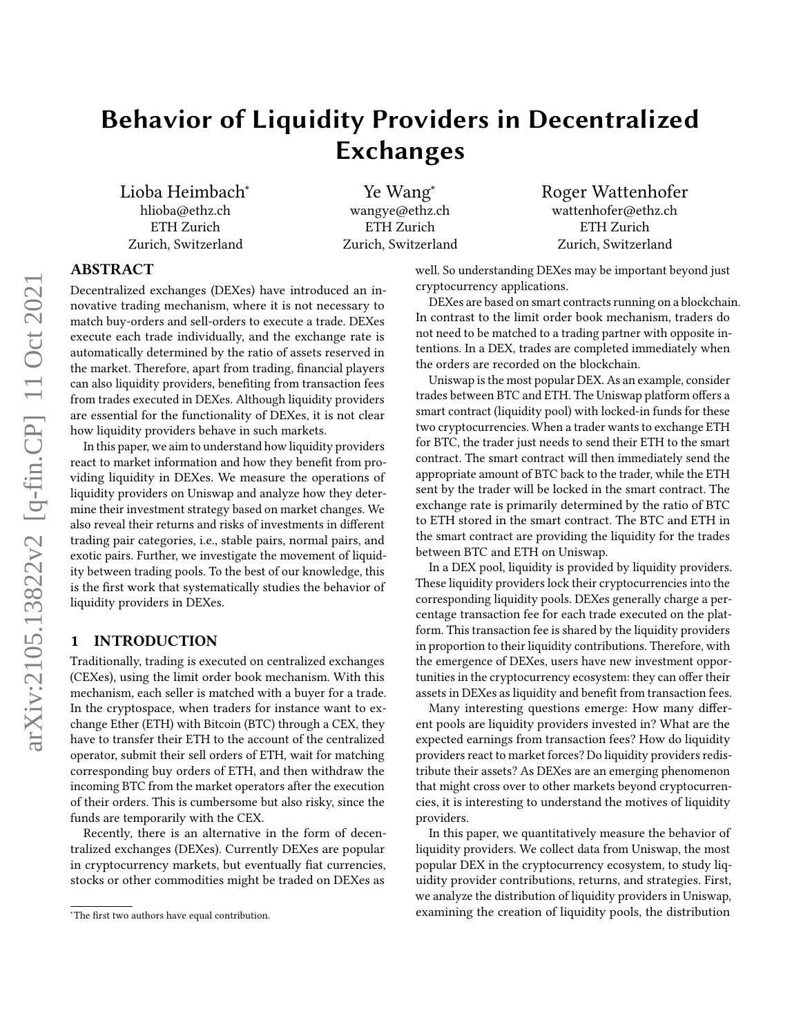# Behavior of Liquidity Providers in Decentralized Exchanges

Lioba Heimbach*
hlioba@ethz.ch
ETH Zurich
Zurich, Switzerland

Ye Wang*
wangye@ethz.ch
ETH Zurich
Zurich, Switzerland

Roger Wattenhofer
wattenhofer@ethz.ch
ETH Zurich
Zurich, Switzerland

## ABSTRACT

Decentralized exchanges (DEXes) have introduced an innovative trading mechanism, where it is not necessary to match buy-orders and sell-orders to execute a trade. DEXes execute each trade individually, and the exchange rate is automatically determined by the ratio of assets reserved in the market. Therefore, apart from trading, financial players can also liquidity providers, benefiting from transaction fees from trades executed in DEXes. Although liquidity providers are essential for the functionality of DEXes, it is not clear how liquidity providers behave in such markets.

In this paper, we aim to understand how liquidity providers react to market information and how they benefit from providing liquidity in DEXes. We measure the operations of liquidity providers on Uniswap and analyze how they determine their investment strategy based on market changes. We also reveal their returns and risks of investments in different trading pair categories, i.e., stable pairs, normal pairs, and exotic pairs. Further, we investigate the movement of liquidity between trading pools. To the best of our knowledge, this is the first work that systematically studies the behavior of liquidity providers in DEXes.

## 1 INTRODUCTION

Traditionally, trading is executed on centralized exchanges (CEXes), using the limit order book mechanism. With this mechanism, each seller is matched with a buyer for a trade. In the cryptospace, when traders for instance want to exchange Ether (ETH) with Bitcoin (BTC) through a CEX, they have to transfer their ETH to the account of the centralized operator, submit their sell orders of ETH, wait for matching corresponding buy orders of ETH, and then withdraw the incoming BTC from the market operators after the execution of their orders. This is cumbersome but also risky, since the funds are temporarily with the CEX.

Recently, there is an alternative in the form of decentralized exchanges (DEXes). Currently DEXes are popular in cryptocurrency markets, but eventually fiat currencies, stocks or other commodities might be traded on DEXes as well. So understanding DEXes may be important beyond just cryptocurrency applications.

DEXes are based on smart contracts running on a blockchain. In contrast to the limit order book mechanism, traders do not need to be matched to a trading partner with opposite intentions. In a DEX, trades are completed immediately when the orders are recorded on the blockchain.

Uniswap is the most popular DEX. As an example, consider trades between BTC and ETH. The Uniswap platform offers a smart contract (liquidity pool) with locked-in funds for these two cryptocurrencies. When a trader wants to exchange ETH for BTC, the trader just needs to send their ETH to the smart contract. The smart contract will then immediately send the appropriate amount of BTC back to the trader, while the ETH sent by the trader will be locked in the smart contract. The exchange rate is primarily determined by the ratio of BTC to ETH stored in the smart contract. The BTC and ETH in the smart contract are providing the liquidity for the trades between BTC and ETH on Uniswap.

In a DEX pool, liquidity is provided by liquidity providers. These liquidity providers lock their cryptocurrencies into the corresponding liquidity pools. DEXes generally charge a percentage transaction fee for each trade executed on the platform. This transaction fee is shared by the liquidity providers in proportion to their liquidity contributions. Therefore, with the emergence of DEXes, users have new investment opportunities in the cryptocurrency ecosystem: they can offer their assets in DEXes as liquidity and benefit from transaction fees.

Many interesting questions emerge: How many different pools are liquidity providers invested in? What are the expected earnings from transaction fees? How do liquidity providers react to market forces? Do liquidity providers redistribute their assets? As DEXes are an emerging phenomenon that might cross over to other markets beyond cryptocurrencies, it is interesting to understand the motives of liquidity providers.

In this paper, we quantitatively measure the behavior of liquidity providers. We collect data from Uniswap, the most popular DEX in the cryptocurrency ecosystem, to study liquidity provider contributions, returns, and strategies. First, we analyze the distribution of liquidity providers in Uniswap, examining the creation of liquidity pools, the distribution

*The first two authors have equal contribution.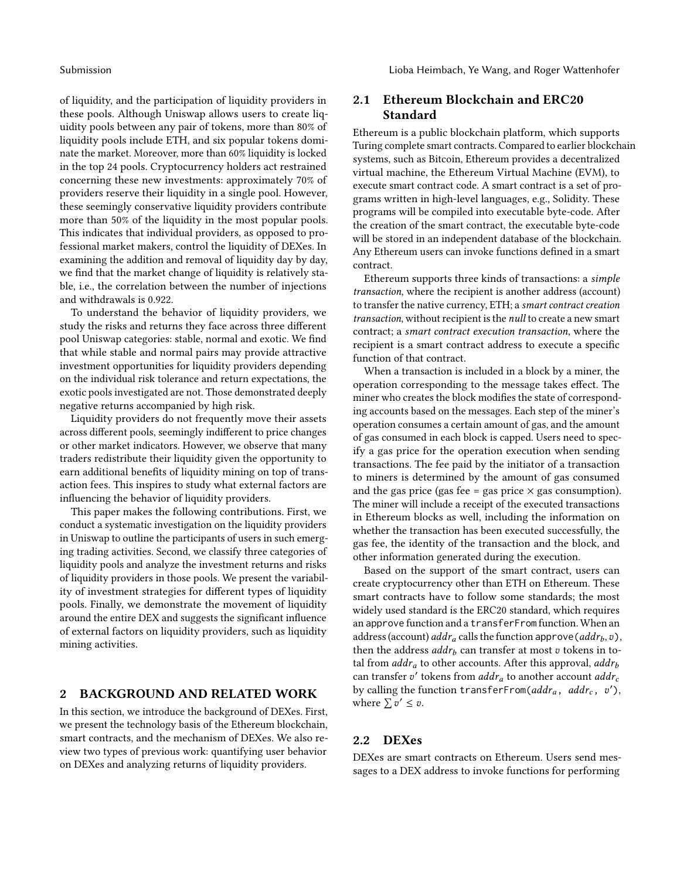of liquidity, and the participation of liquidity providers in these pools. Although Uniswap allows users to create liquidity pools between any pair of tokens, more than 80% of liquidity pools include ETH, and six popular tokens dominate the market. Moreover, more than 60% liquidity is locked in the top 24 pools. Cryptocurrency holders act restrained concerning these new investments: approximately 70% of providers reserve their liquidity in a single pool. However, these seemingly conservative liquidity providers contribute more than 50% of the liquidity in the most popular pools. This indicates that individual providers, as opposed to professional market makers, control the liquidity of DEXes. In examining the addition and removal of liquidity day by day, we find that the market change of liquidity is relatively stable, i.e., the correlation between the number of injections and withdrawals is 0.922.

To understand the behavior of liquidity providers, we study the risks and returns they face across three different pool Uniswap categories: stable, normal and exotic. We find that while stable and normal pairs may provide attractive investment opportunities for liquidity providers depending on the individual risk tolerance and return expectations, the exotic pools investigated are not. Those demonstrated deeply negative returns accompanied by high risk.

Liquidity providers do not frequently move their assets across different pools, seemingly indifferent to price changes or other market indicators. However, we observe that many traders redistribute their liquidity given the opportunity to earn additional benefits of liquidity mining on top of transaction fees. This inspires to study what external factors are influencing the behavior of liquidity providers.

This paper makes the following contributions. First, we conduct a systematic investigation on the liquidity providers in Uniswap to outline the participants of users in such emerging trading activities. Second, we classify three categories of liquidity pools and analyze the investment returns and risks of liquidity providers in those pools. We present the variability of investment strategies for different types of liquidity pools. Finally, we demonstrate the movement of liquidity around the entire DEX and suggests the significant influence of external factors on liquidity providers, such as liquidity mining activities.

## 2 BACKGROUND AND RELATED WORK

In this section, we introduce the background of DEXes. First, we present the technology basis of the Ethereum blockchain, smart contracts, and the mechanism of DEXes. We also review two types of previous work: quantifying user behavior on DEXes and analyzing returns of liquidity providers.

### 2.1 Ethereum Blockchain and ERC20 Standard

Ethereum is a public blockchain platform, which supports Turing complete smart contracts. Compared to earlier blockchain systems, such as Bitcoin, Ethereum provides a decentralized virtual machine, the Ethereum Virtual Machine (EVM), to execute smart contract code. A smart contract is a set of programs written in high-level languages, e.g., Solidity. These programs will be compiled into executable byte-code. After the creation of the smart contract, the executable byte-code will be stored in an independent database of the blockchain. Any Ethereum users can invoke functions defined in a smart contract.

Ethereum supports three kinds of transactions: a *simple transaction*, where the recipient is another address (account) to transfer the native currency, ETH; a *smart contract creation transaction*, without recipient is the *null* to create a new smart contract; a *smart contract execution transaction*, where the recipient is a smart contract address to execute a specific function of that contract.

When a transaction is included in a block by a miner, the operation corresponding to the message takes effect. The miner who creates the block modifies the state of corresponding accounts based on the messages. Each step of the miner's operation consumes a certain amount of gas, and the amount of gas consumed in each block is capped. Users need to specify a gas price for the operation execution when sending transactions. The fee paid by the initiator of a transaction to miners is determined by the amount of gas consumed and the gas price (gas fee = gas price × gas consumption). The miner will include a receipt of the executed transactions in Ethereum blocks as well, including the information on whether the transaction has been executed successfully, the gas fee, the identity of the transaction and the block, and other information generated during the execution.

Based on the support of the smart contract, users can create cryptocurrency other than ETH on Ethereum. These smart contracts have to follow some standards; the most widely used standard is the ERC20 standard, which requires an `approve` function and a `transferFrom` function. When an address (account) $addr_a$ calls the function `approve`($addr_b, v$), then the address $addr_b$ can transfer at most $v$ tokens in total from $addr_a$ to other accounts. After this approval, $addr_b$ can transfer $v'$ tokens from $addr_a$ to another account $addr_c$ by calling the function `transferFrom`($addr_a$, $addr_c$, $v'$), where $\sum v' \leq v$.

### 2.2 DEXes

DEXes are smart contracts on Ethereum. Users send messages to a DEX address to invoke functions for performing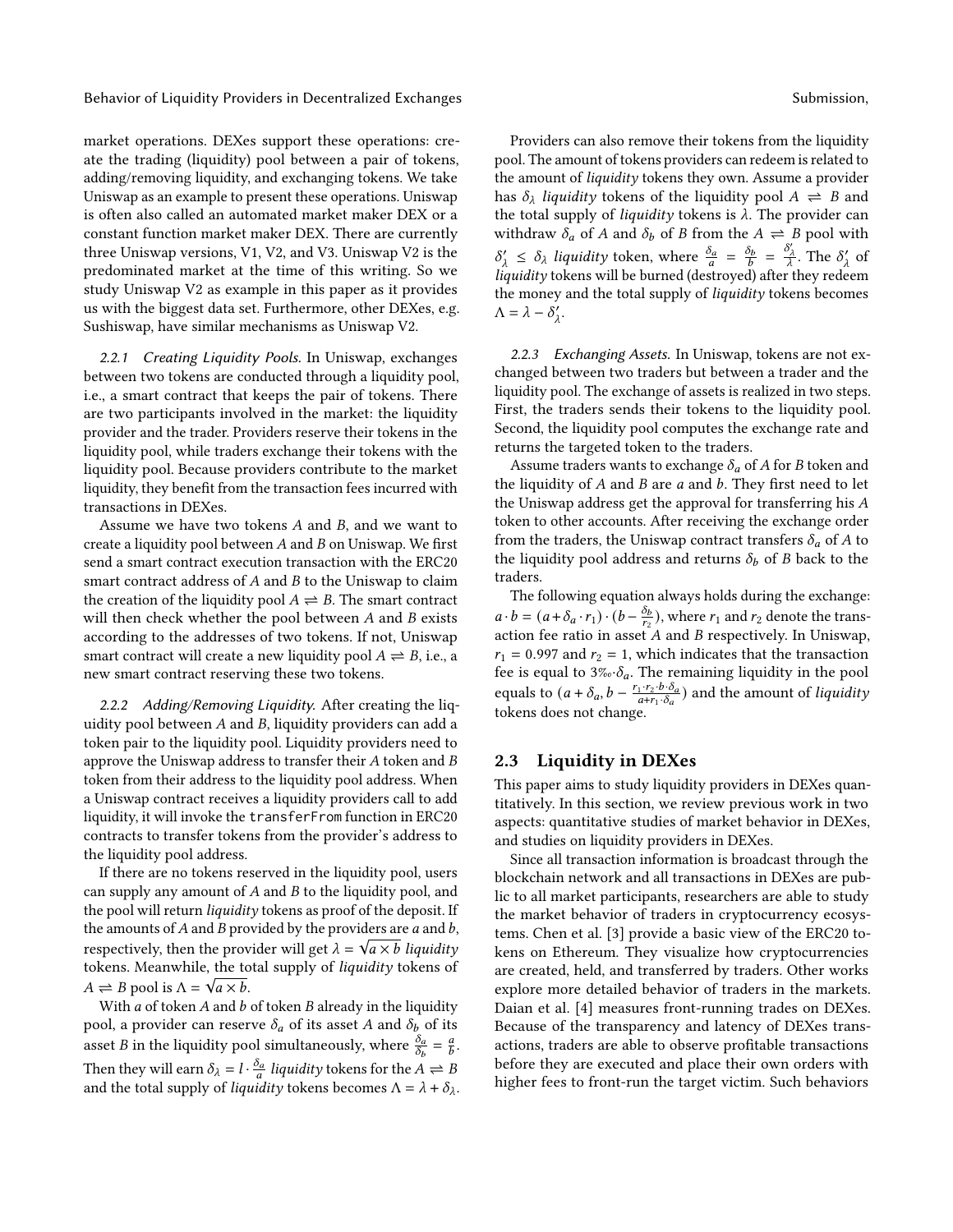market operations. DEXes support these operations: create the trading (liquidity) pool between a pair of tokens, adding/removing liquidity, and exchanging tokens. We take Uniswap as an example to present these operations. Uniswap is often also called an automated market maker DEX or a constant function market maker DEX. There are currently three Uniswap versions, V1, V2, and V3. Uniswap V2 is the predominated market at the time of this writing. So we study Uniswap V2 as example in this paper as it provides us with the biggest data set. Furthermore, other DEXes, e.g. Sushiswap, have similar mechanisms as Uniswap V2.

#### 2.2.1 Creating Liquidity Pools.

In Uniswap, exchanges between two tokens are conducted through a liquidity pool, i.e., a smart contract that keeps the pair of tokens. There are two participants involved in the market: the liquidity provider and the trader. Providers reserve their tokens in the liquidity pool, while traders exchange their tokens with the liquidity pool. Because providers contribute to the market liquidity, they benefit from the transaction fees incurred with transactions in DEXes.

Assume we have two tokens $A$ and $B$, and we want to create a liquidity pool between $A$ and $B$ on Uniswap. We first send a smart contract execution transaction with the ERC20 smart contract address of $A$ and $B$ to the Uniswap to claim the creation of the liquidity pool $A \rightleftharpoons B$. The smart contract will then check whether the pool between $A$ and $B$ exists according to the addresses of two tokens. If not, Uniswap smart contract will create a new liquidity pool $A \rightleftharpoons B$, i.e., a new smart contract reserving these two tokens.

#### 2.2.2 Adding/Removing Liquidity.

After creating the liquidity pool between $A$ and $B$, liquidity providers can add a token pair to the liquidity pool. Liquidity providers need to approve the Uniswap address to transfer their $A$ token and $B$ token from their address to the liquidity pool address. When a Uniswap contract receives a liquidity providers call to add liquidity, it will invoke the `transferFrom` function in ERC20 contracts to transfer tokens from the provider's address to the liquidity pool address.

If there are no tokens reserved in the liquidity pool, users can supply any amount of $A$ and $B$ to the liquidity pool, and the pool will return *liquidity* tokens as proof of the deposit. If the amounts of $A$ and $B$ provided by the providers are $a$ and $b$, respectively, then the provider will get $\lambda = \sqrt{a \times b}$ *liquidity* tokens. Meanwhile, the total supply of *liquidity* tokens of $A \rightleftharpoons B$ pool is $\Lambda = \sqrt{a \times b}$.

With $a$ of token $A$ and $b$ of token $B$ already in the liquidity pool, a provider can reserve $\delta_a$ of its asset $A$ and $\delta_b$ of its asset $B$ in the liquidity pool simultaneously, where $\frac{\delta_a}{\delta_b} = \frac{a}{b}$. Then they will earn $\delta_\lambda = l \cdot \frac{\delta_a}{a}$ *liquidity* tokens for the $A \rightleftharpoons B$ and the total supply of *liquidity* tokens becomes $\Lambda = \lambda + \delta_\lambda$.

Providers can also remove their tokens from the liquidity pool. The amount of tokens providers can redeem is related to the amount of *liquidity* tokens they own. Assume a provider has $\delta_\lambda$ *liquidity* tokens of the liquidity pool $A \rightleftharpoons B$ and the total supply of *liquidity* tokens is $\lambda$. The provider can withdraw $\delta_a$ of $A$ and $\delta_b$ of $B$ from the $A \rightleftharpoons B$ pool with $\delta'_\lambda \leq \delta_\lambda$ *liquidity* token, where $\frac{\delta_a}{a} = \frac{\delta_b}{b} = \frac{\delta'_\lambda}{\lambda}$. The $\delta'_\lambda$ of *liquidity* tokens will be burned (destroyed) after they redeem the money and the total supply of *liquidity* tokens becomes $\Lambda = \lambda - \delta'_\lambda$.

#### 2.2.3 Exchanging Assets.

In Uniswap, tokens are not exchanged between two traders but between a trader and the liquidity pool. The exchange of assets is realized in two steps. First, the traders sends their tokens to the liquidity pool. Second, the liquidity pool computes the exchange rate and returns the targeted token to the traders.

Assume traders wants to exchange $\delta_a$ of $A$ for $B$ token and the liquidity of $A$ and $B$ are $a$ and $b$. They first need to let the Uniswap address get the approval for transferring his $A$ token to other accounts. After receiving the exchange order from the traders, the Uniswap contract transfers $\delta_a$ of $A$ to the liquidity pool address and returns $\delta_b$ of $B$ back to the traders.

The following equation always holds during the exchange: $a \cdot b = (a + \delta_a \cdot r_1) \cdot (b - \frac{\delta_b}{r_2})$, where $r_1$ and $r_2$ denote the transaction fee ratio in asset $A$ and $B$ respectively. In Uniswap, $r_1 = 0.997$ and $r_2 = 1$, which indicates that the transaction fee is equal to $3‰ \cdot \delta_a$. The remaining liquidity in the pool equals to $(a + \delta_a, b - \frac{r_1 \cdot r_2 \cdot b \cdot \delta_a}{a + r_1 \cdot \delta_a})$ and the amount of *liquidity* tokens does not change.

## 2.3 Liquidity in DEXes

This paper aims to study liquidity providers in DEXes quantitatively. In this section, we review previous work in two aspects: quantitative studies of market behavior in DEXes, and studies on liquidity providers in DEXes.

Since all transaction information is broadcast through the blockchain network and all transactions in DEXes are public to all market participants, researchers are able to study the market behavior of traders in cryptocurrency ecosystems. Chen et al. [3] provide a basic view of the ERC20 tokens on Ethereum. They visualize how cryptocurrencies are created, held, and transferred by traders. Other works explore more detailed behavior of traders in the markets. Daian et al. [4] measures front-running trades on DEXes. Because of the transparency and latency of DEXes transactions, traders are able to observe profitable transactions before they are executed and place their own orders with higher fees to front-run the target victim. Such behaviors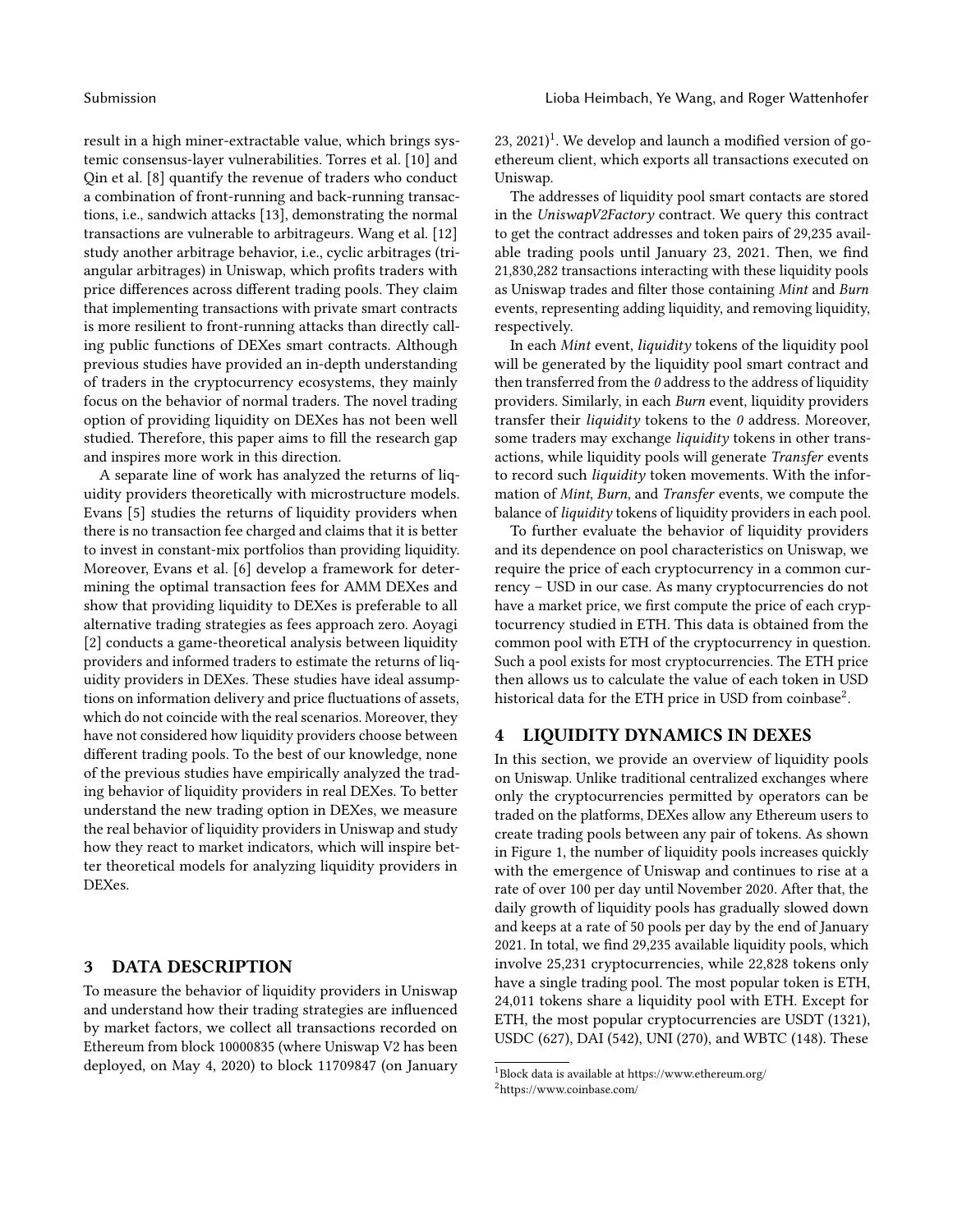result in a high miner-extractable value, which brings systemic consensus-layer vulnerabilities. Torres et al. [10] and Qin et al. [8] quantify the revenue of traders who conduct a combination of front-running and back-running transactions, i.e., sandwich attacks [13], demonstrating the normal transactions are vulnerable to arbitrageurs. Wang et al. [12] study another arbitrage behavior, i.e., cyclic arbitrages (triangular arbitrages) in Uniswap, which profits traders with price differences across different trading pools. They claim that implementing transactions with private smart contracts is more resilient to front-running attacks than directly calling public functions of DEXes smart contracts. Although previous studies have provided an in-depth understanding of traders in the cryptocurrency ecosystems, they mainly focus on the behavior of normal traders. The novel trading option of providing liquidity on DEXes has not been well studied. Therefore, this paper aims to fill the research gap and inspires more work in this direction.

A separate line of work has analyzed the returns of liquidity providers theoretically with microstructure models. Evans [5] studies the returns of liquidity providers when there is no transaction fee charged and claims that it is better to invest in constant-mix portfolios than providing liquidity. Moreover, Evans et al. [6] develop a framework for determining the optimal transaction fees for AMM DEXes and show that providing liquidity to DEXes is preferable to all alternative trading strategies as fees approach zero. Aoyagi [2] conducts a game-theoretical analysis between liquidity providers and informed traders to estimate the returns of liquidity providers in DEXes. These studies have ideal assumptions on information delivery and price fluctuations of assets, which do not coincide with the real scenarios. Moreover, they have not considered how liquidity providers choose between different trading pools. To the best of our knowledge, none of the previous studies have empirically analyzed the trading behavior of liquidity providers in real DEXes. To better understand the new trading option in DEXes, we measure the real behavior of liquidity providers in Uniswap and study how they react to market indicators, which will inspire better theoretical models for analyzing liquidity providers in DEXes.

## 3 DATA DESCRIPTION

To measure the behavior of liquidity providers in Uniswap and understand how their trading strategies are influenced by market factors, we collect all transactions recorded on Ethereum from block 10000835 (where Uniswap V2 has been deployed, on May 4, 2020) to block 11709847 (on January 23, 2021)[1]. We develop and launch a modified version of go-ethereum client, which exports all transactions executed on Uniswap.

The addresses of liquidity pool smart contacts are stored in the *UniswapV2Factory* contract. We query this contract to get the contract addresses and token pairs of 29,235 available trading pools until January 23, 2021. Then, we find 21,830,282 transactions interacting with these liquidity pools as Uniswap trades and filter those containing *Mint* and *Burn* events, representing adding liquidity, and removing liquidity, respectively.

In each *Mint* event, *liquidity* tokens of the liquidity pool will be generated by the liquidity pool smart contract and then transferred from the *0* address to the address of liquidity providers. Similarly, in each *Burn* event, liquidity providers transfer their *liquidity* tokens to the *0* address. Moreover, some traders may exchange *liquidity* tokens in other transactions, while liquidity pools will generate *Transfer* events to record such *liquidity* token movements. With the information of *Mint*, *Burn*, and *Transfer* events, we compute the balance of *liquidity* tokens of liquidity providers in each pool.

To further evaluate the behavior of liquidity providers and its dependence on pool characteristics on Uniswap, we require the price of each cryptocurrency in a common currency – USD in our case. As many cryptocurrencies do not have a market price, we first compute the price of each cryptocurrency studied in ETH. This data is obtained from the common pool with ETH of the cryptocurrency in question. Such a pool exists for most cryptocurrencies. The ETH price then allows us to calculate the value of each token in USD historical data for the ETH price in USD from coinbase[2].

## 4 LIQUIDITY DYNAMICS IN DEXES

In this section, we provide an overview of liquidity pools on Uniswap. Unlike traditional centralized exchanges where only the cryptocurrencies permitted by operators can be traded on the platforms, DEXes allow any Ethereum users to create trading pools between any pair of tokens. As shown in Figure 1, the number of liquidity pools increases quickly with the emergence of Uniswap and continues to rise at a rate of over 100 per day until November 2020. After that, the daily growth of liquidity pools has gradually slowed down and keeps at a rate of 50 pools per day by the end of January 2021. In total, we find 29,235 available liquidity pools, which involve 25,231 cryptocurrencies, while 22,828 tokens only have a single trading pool. The most popular token is ETH, 24,011 tokens share a liquidity pool with ETH. Except for ETH, the most popular cryptocurrencies are USDT (1321), USDC (627), DAI (542), UNI (270), and WBTC (148). These

[1] Block data is available at https://www.ethereum.org/

[2] https://www.coinbase.com/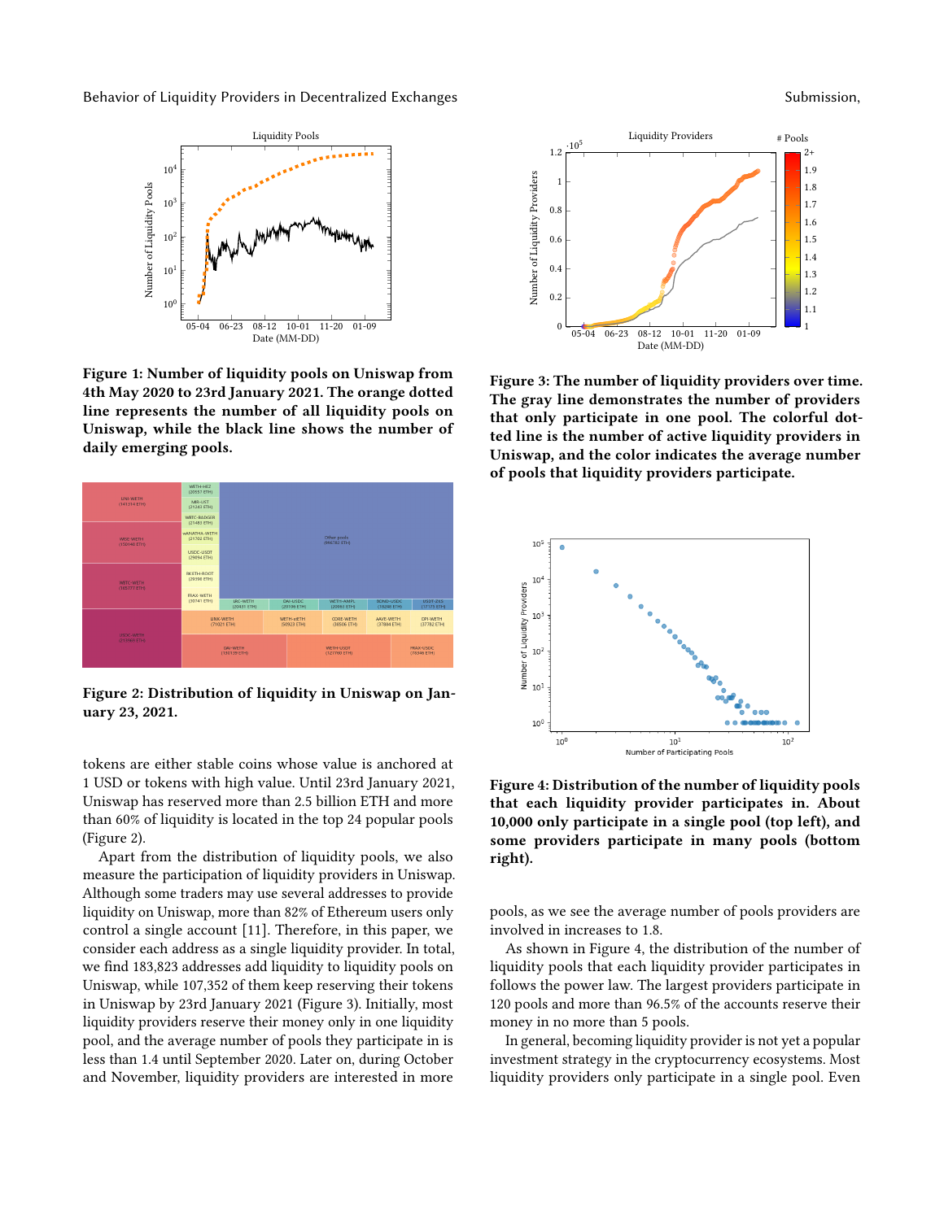**Figure 1: Number of liquidity pools on Uniswap from 4th May 2020 to 23rd January 2021. The orange dotted line represents the number of all liquidity pools on Uniswap, while the black line shows the number of daily emerging pools.**

**Figure 2: Distribution of liquidity in Uniswap on January 23, 2021.**

tokens are either stable coins whose value is anchored at 1 USD or tokens with high value. Until 23rd January 2021, Uniswap has reserved more than 2.5 billion ETH and more than 60% of liquidity is located in the top 24 popular pools (Figure 2).

Apart from the distribution of liquidity pools, we also measure the participation of liquidity providers in Uniswap. Although some traders may use several addresses to provide liquidity on Uniswap, more than 82% of Ethereum users only control a single account [11]. Therefore, in this paper, we consider each address as a single liquidity provider. In total, we find 183,823 addresses add liquidity to liquidity pools on Uniswap, while 107,352 of them keep reserving their tokens in Uniswap by 23rd January 2021 (Figure 3). Initially, most liquidity providers reserve their money only in one liquidity pool, and the average number of pools they participate in is less than 1.4 until September 2020. Later on, during October and November, liquidity providers are interested in more

**Figure 3: The number of liquidity providers over time. The gray line demonstrates the number of providers that only participate in one pool. The colorful dotted line is the number of active liquidity providers in Uniswap, and the color indicates the average number of pools that liquidity providers participate.**

**Figure 4: Distribution of the number of liquidity pools that each liquidity provider participates in. About 10,000 only participate in a single pool (top left), and some providers participate in many pools (bottom right).**

pools, as we see the average number of pools providers are involved in increases to 1.8.

As shown in Figure 4, the distribution of the number of liquidity pools that each liquidity provider participates in follows the power law. The largest providers participate in 120 pools and more than 96.5% of the accounts reserve their money in no more than 5 pools.

In general, becoming liquidity provider is not yet a popular investment strategy in the cryptocurrency ecosystems. Most liquidity providers only participate in a single pool. Even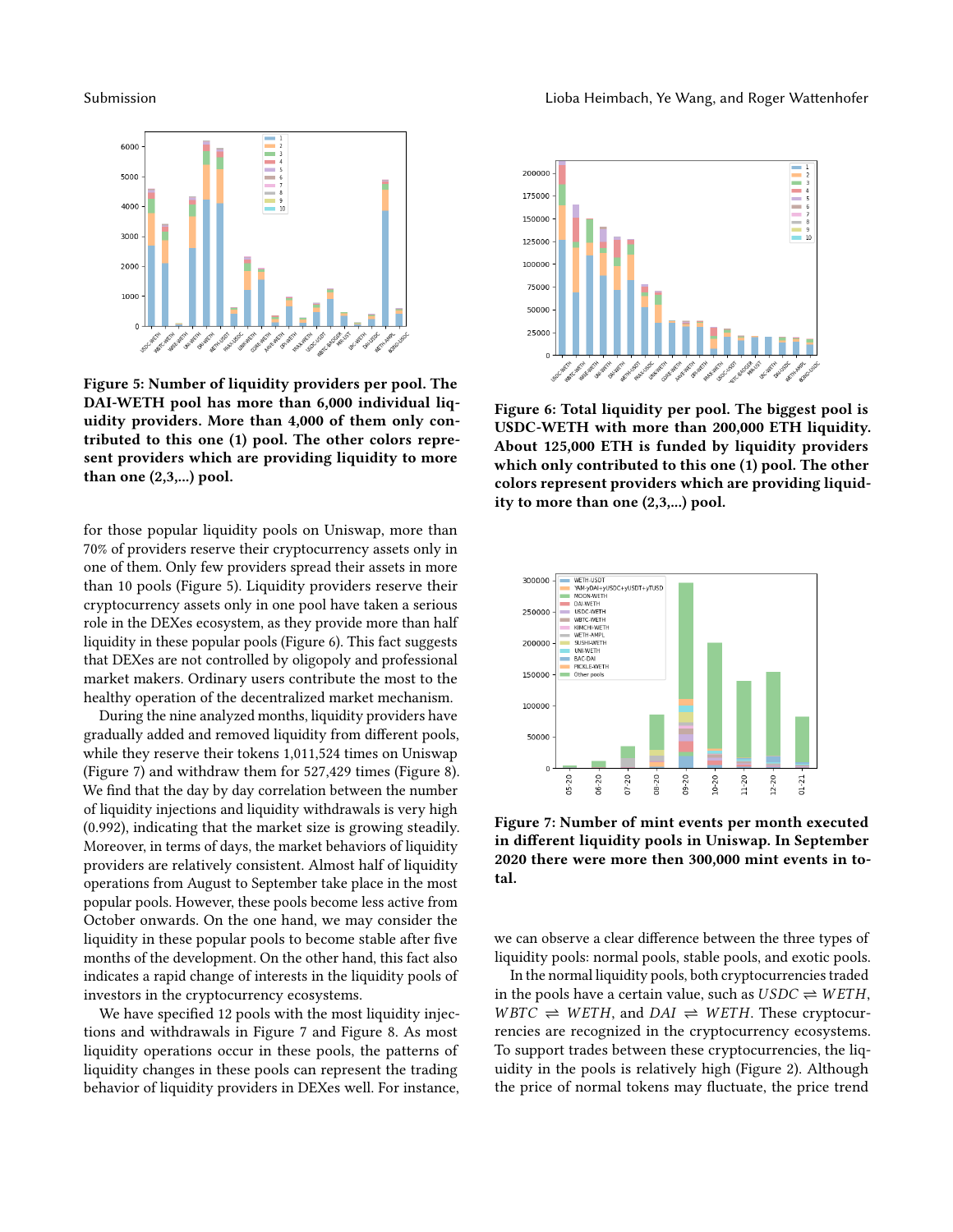**Figure 5: Number of liquidity providers per pool. The DAI-WETH pool has more than 6,000 individual liquidity providers. More than 4,000 of them only contributed to this one (1) pool. The other colors represent providers which are providing liquidity to more than one (2,3,...) pool.**

**Figure 6: Total liquidity per pool. The biggest pool is USDC-WETH with more than 200,000 ETH liquidity. About 125,000 ETH is funded by liquidity providers which only contributed to this one (1) pool. The other colors represent providers which are providing liquidity to more than one (2,3,...) pool.**

**Figure 7: Number of mint events per month executed in different liquidity pools in Uniswap. In September 2020 there were more then 300,000 mint events in total.**

for those popular liquidity pools on Uniswap, more than 70% of providers reserve their cryptocurrency assets only in one of them. Only few providers spread their assets in more than 10 pools (Figure 5). Liquidity providers reserve their cryptocurrency assets only in one pool have taken a serious role in the DEXes ecosystem, as they provide more than half liquidity in these popular pools (Figure 6). This fact suggests that DEXes are not controlled by oligopoly and professional market makers. Ordinary users contribute the most to the healthy operation of the decentralized market mechanism.

During the nine analyzed months, liquidity providers have gradually added and removed liquidity from different pools, while they reserve their tokens 1,011,524 times on Uniswap (Figure 7) and withdraw them for 527,429 times (Figure 8). We find that the day by day correlation between the number of liquidity injections and liquidity withdrawals is very high (0.992), indicating that the market size is growing steadily. Moreover, in terms of days, the market behaviors of liquidity providers are relatively consistent. Almost half of liquidity operations from August to September take place in the most popular pools. However, these pools become less active from October onwards. On the one hand, we may consider the liquidity in these popular pools to become stable after five months of the development. On the other hand, this fact also indicates a rapid change of interests in the liquidity pools of investors in the cryptocurrency ecosystems.

We have specified 12 pools with the most liquidity injections and withdrawals in Figure 7 and Figure 8. As most liquidity operations occur in these pools, the patterns of liquidity changes in these pools can represent the trading behavior of liquidity providers in DEXes well. For instance, we can observe a clear difference between the three types of liquidity pools: normal pools, stable pools, and exotic pools.

In the normal liquidity pools, both cryptocurrencies traded in the pools have a certain value, such as $USDC \rightleftharpoons WETH$, $WBTC \rightleftharpoons WETH$, and $DAI \rightleftharpoons WETH$. These cryptocurrencies are recognized in the cryptocurrency ecosystems. To support trades between these cryptocurrencies, the liquidity in the pools is relatively high (Figure 2). Although the price of normal tokens may fluctuate, the price trend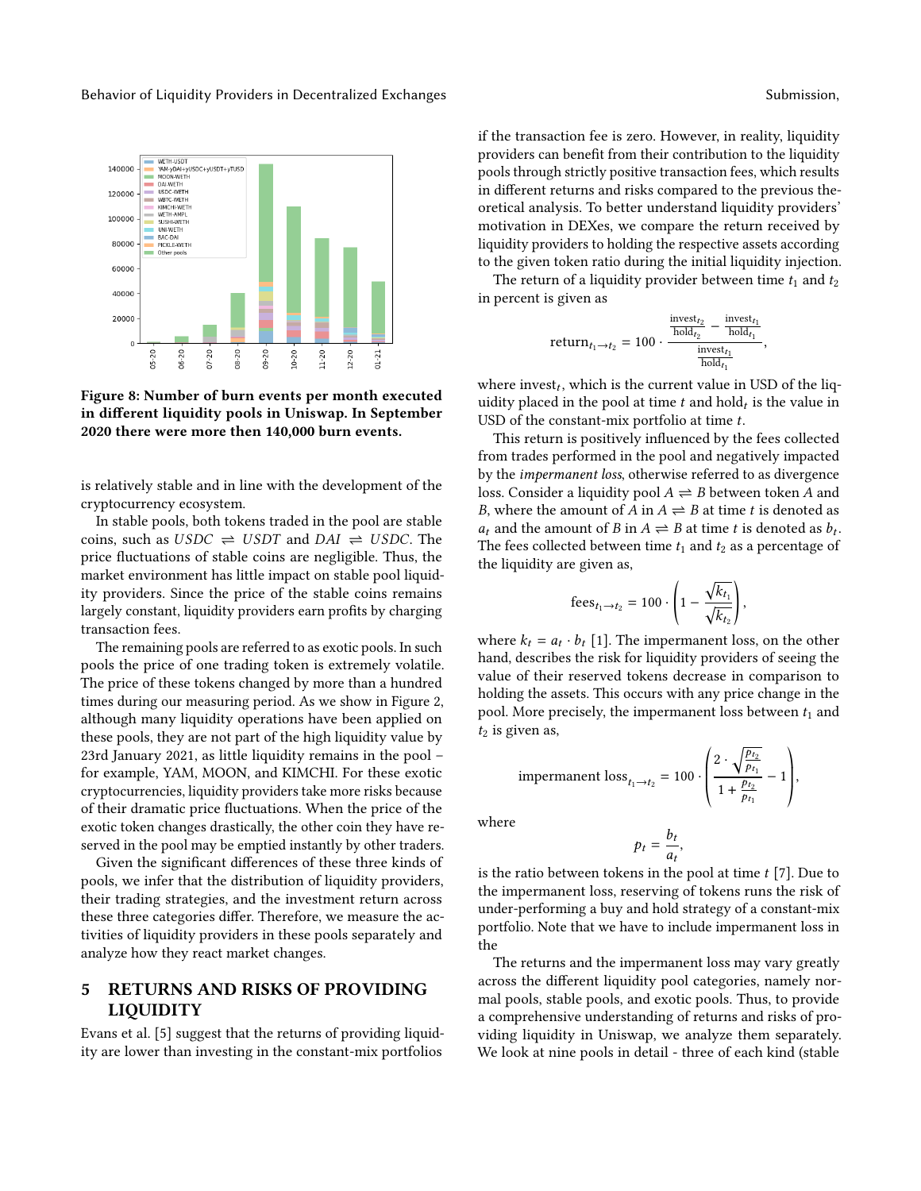Figure 8: Number of burn events per month executed in different liquidity pools in Uniswap. In September 2020 there were more then 140,000 burn events.

is relatively stable and in line with the development of the cryptocurrency ecosystem.

In stable pools, both tokens traded in the pool are stable coins, such as $USDC \rightleftharpoons USDT$ and $DAI \rightleftharpoons USDC$. The price fluctuations of stable coins are negligible. Thus, the market environment has little impact on stable pool liquidity providers. Since the price of the stable coins remains largely constant, liquidity providers earn profits by charging transaction fees.

The remaining pools are referred to as exotic pools. In such pools the price of one trading token is extremely volatile. The price of these tokens changed by more than a hundred times during our measuring period. As we show in Figure 2, although many liquidity operations have been applied on these pools, they are not part of the high liquidity value by 23rd January 2021, as little liquidity remains in the pool – for example, YAM, MOON, and KIMCHI. For these exotic cryptocurrencies, liquidity providers take more risks because of their dramatic price fluctuations. When the price of the exotic token changes drastically, the other coin they have reserved in the pool may be emptied instantly by other traders.

Given the significant differences of these three kinds of pools, we infer that the distribution of liquidity providers, their trading strategies, and the investment return across these three categories differ. Therefore, we measure the activities of liquidity providers in these pools separately and analyze how they react market changes.

## 5 RETURNS AND RISKS OF PROVIDING LIQUIDITY

Evans et al. [5] suggest that the returns of providing liquidity are lower than investing in the constant-mix portfolios if the transaction fee is zero. However, in reality, liquidity providers can benefit from their contribution to the liquidity pools through strictly positive transaction fees, which results in different returns and risks compared to the previous theoretical analysis. To better understand liquidity providers' motivation in DEXes, we compare the return received by liquidity providers to holding the respective assets according to the given token ratio during the initial liquidity injection.

The return of a liquidity provider between time $t_1$ and $t_2$ in percent is given as

$$\text{return}_{t_1 \rightarrow t_2} = 100 \cdot \frac{\frac{\text{invest}_{t_2}}{\text{hold}_{t_2}} - \frac{\text{invest}_{t_1}}{\text{hold}_{t_1}}}{\frac{\text{invest}_{t_1}}{\text{hold}_{t_1}}},$$

where $\text{invest}_t$, which is the current value in USD of the liquidity placed in the pool at time $t$ and $\text{hold}_t$ is the value in USD of the constant-mix portfolio at time $t$.

This return is positively influenced by the fees collected from trades performed in the pool and negatively impacted by the *impermanent loss*, otherwise referred to as divergence loss. Consider a liquidity pool $A \rightleftharpoons B$ between token $A$ and $B$, where the amount of $A$ in $A \rightleftharpoons B$ at time $t$ is denoted as $a_t$ and the amount of $B$ in $A \rightleftharpoons B$ at time $t$ is denoted as $b_t$. The fees collected between time $t_1$ and $t_2$ as a percentage of the liquidity are given as,

$$\text{fees}_{t_1 \rightarrow t_2} = 100 \cdot \left(1 - \frac{\sqrt{k_{t_1}}}{\sqrt{k_{t_2}}}\right),$$

where $k_t = a_t \cdot b_t$ [1]. The impermanent loss, on the other hand, describes the risk for liquidity providers of seeing the value of their reserved tokens decrease in comparison to holding the assets. This occurs with any price change in the pool. More precisely, the impermanent loss between $t_1$ and $t_2$ is given as,

$$\text{impermanent loss}_{t_1 \rightarrow t_2} = 100 \cdot \left(\frac{2 \cdot \sqrt{\frac{p_{t_2}}{p_{t_1}}}}{1 + \frac{p_{t_2}}{p_{t_1}}} - 1\right),$$

where

$$p_t = \frac{b_t}{a_t},$$

is the ratio between tokens in the pool at time $t$ [7]. Due to the impermanent loss, reserving of tokens runs the risk of under-performing a buy and hold strategy of a constant-mix portfolio. Note that we have to include impermanent loss in the

The returns and the impermanent loss may vary greatly across the different liquidity pool categories, namely normal pools, stable pools, and exotic pools. Thus, to provide a comprehensive understanding of returns and risks of providing liquidity in Uniswap, we analyze them separately. We look at nine pools in detail - three of each kind (stable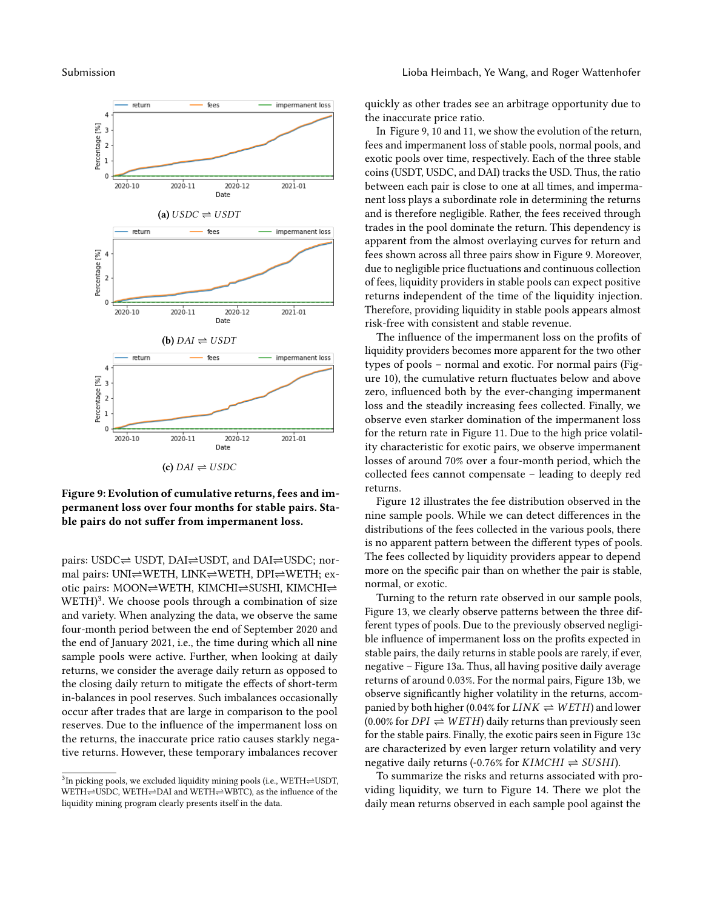(a) $USDC \rightleftharpoons USDT$

(b) $DAI \rightleftharpoons USDT$

(c) $DAI \rightleftharpoons USDC$

**Figure 9: Evolution of cumulative returns, fees and impermanent loss over four months for stable pairs. Stable pairs do not suffer from impermanent loss.**

pairs: USDC⇌ USDT, DAI⇌USDT, and DAI⇌USDC; normal pairs: UNI⇌WETH, LINK⇌WETH, DPI⇌WETH; exotic pairs: MOON⇌WETH, KIMCHI⇌SUSHI, KIMCHI⇌ WETH)[3]. We choose pools through a combination of size and variety. When analyzing the data, we observe the same four-month period between the end of September 2020 and the end of January 2021, i.e., the time during which all nine sample pools were active. Further, when looking at daily returns, we consider the average daily return as opposed to the closing daily return to mitigate the effects of short-term in-balances in pool reserves. Such imbalances occasionally occur after trades that are large in comparison to the pool reserves. Due to the influence of the impermanent loss on the returns, the inaccurate price ratio causes starkly negative returns. However, these temporary imbalances recover quickly as other trades see an arbitrage opportunity due to the inaccurate price ratio.

In Figure 9, 10 and 11, we show the evolution of the return, fees and impermanent loss of stable pools, normal pools, and exotic pools over time, respectively. Each of the three stable coins (USDT, USDC, and DAI) tracks the USD. Thus, the ratio between each pair is close to one at all times, and impermanent loss plays a subordinate role in determining the returns and is therefore negligible. Rather, the fees received through trades in the pool dominate the return. This dependency is apparent from the almost overlaying curves for return and fees shown across all three pairs show in Figure 9. Moreover, due to negligible price fluctuations and continuous collection of fees, liquidity providers in stable pools can expect positive returns independent of the time of the liquidity injection. Therefore, providing liquidity in stable pools appears almost risk-free with consistent and stable revenue.

The influence of the impermanent loss on the profits of liquidity providers becomes more apparent for the two other types of pools – normal and exotic. For normal pairs (Figure 10), the cumulative return fluctuates below and above zero, influenced both by the ever-changing impermanent loss and the steadily increasing fees collected. Finally, we observe even starker domination of the impermanent loss for the return rate in Figure 11. Due to the high price volatility characteristic for exotic pairs, we observe impermanent losses of around 70% over a four-month period, which the collected fees cannot compensate – leading to deeply red returns.

Figure 12 illustrates the fee distribution observed in the nine sample pools. While we can detect differences in the distributions of the fees collected in the various pools, there is no apparent pattern between the different types of pools. The fees collected by liquidity providers appear to depend more on the specific pair than on whether the pair is stable, normal, or exotic.

Turning to the return rate observed in our sample pools, Figure 13, we clearly observe patterns between the three different types of pools. Due to the previously observed negligible influence of impermanent loss on the profits expected in stable pairs, the daily returns in stable pools are rarely, if ever, negative – Figure 13a. Thus, all having positive daily average returns of around 0.03%. For the normal pairs, Figure 13b, we observe significantly higher volatility in the returns, accompanied by both higher (0.04% for $LINK \rightleftharpoons WETH$) and lower (0.00% for $DPI \rightleftharpoons WETH$) daily returns than previously seen for the stable pairs. Finally, the exotic pairs seen in Figure 13c are characterized by even larger return volatility and very negative daily returns (-0.76% for $KIMCHI \rightleftharpoons SUSHI$).

To summarize the risks and returns associated with providing liquidity, we turn to Figure 14. There we plot the daily mean returns observed in each sample pool against the

[3] In picking pools, we excluded liquidity mining pools (i.e., WETH⇌USDT, WETH⇌USDC, WETH⇌DAI and WETH⇌WBTC), as the influence of the liquidity mining program clearly presents itself in the data.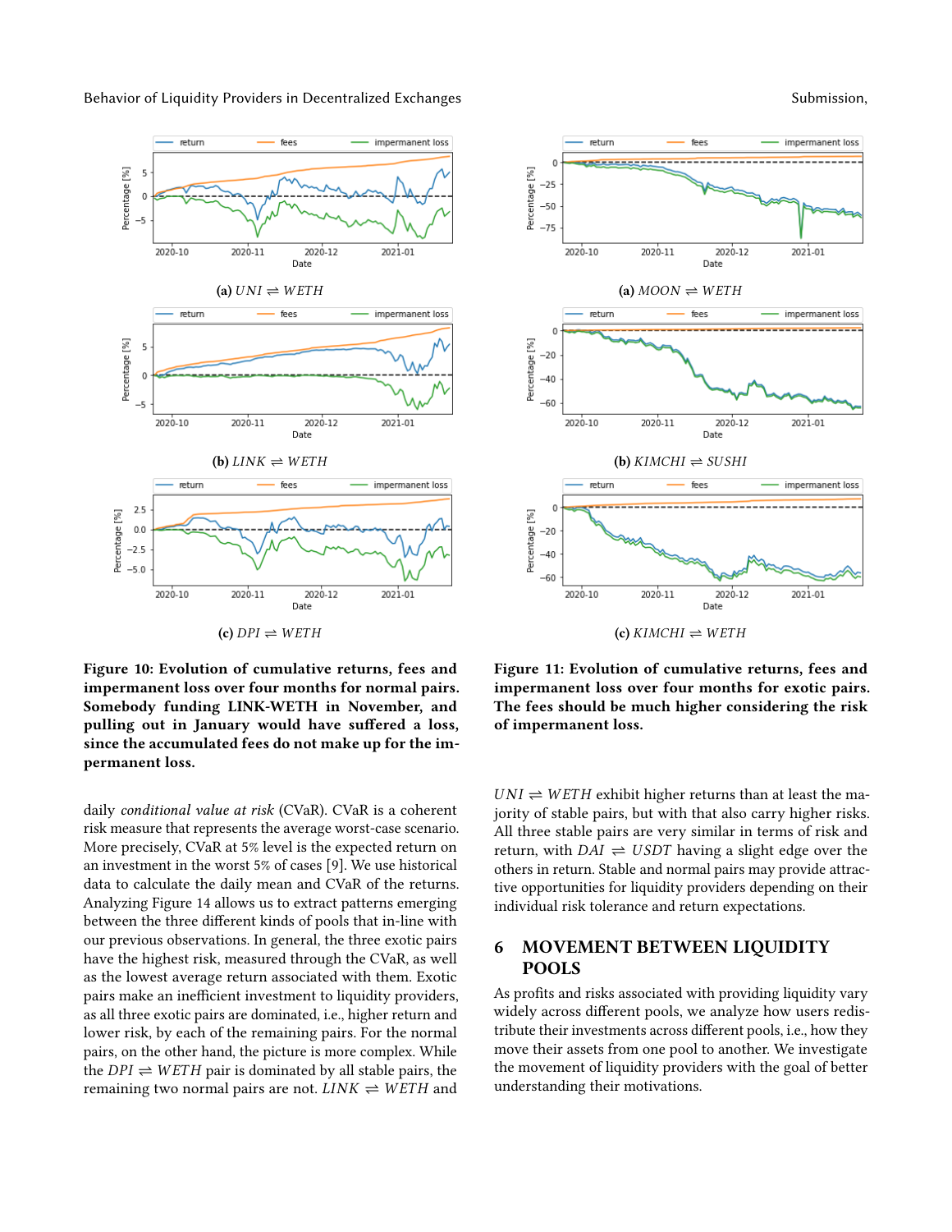(a) *UNI* ⇌ *WETH*

(b) *LINK* ⇌ *WETH*

(c) *DPI* ⇌ *WETH*

**Figure 10: Evolution of cumulative returns, fees and impermanent loss over four months for normal pairs. Somebody funding LINK-WETH in November, and pulling out in January would have suffered a loss, since the accumulated fees do not make up for the impermanent loss.**

(a) *MOON* ⇌ *WETH*

(b) *KIMCHI* ⇌ *SUSHI*

(c) *KIMCHI* ⇌ *WETH*

**Figure 11: Evolution of cumulative returns, fees and impermanent loss over four months for exotic pairs. The fees should be much higher considering the risk of impermanent loss.**

daily *conditional value at risk* (CVaR). CVaR is a coherent risk measure that represents the average worst-case scenario. More precisely, CVaR at 5% level is the expected return on an investment in the worst 5% of cases [9]. We use historical data to calculate the daily mean and CVaR of the returns. Analyzing Figure 14 allows us to extract patterns emerging between the three different kinds of pools that in-line with our previous observations. In general, the three exotic pairs have the highest risk, measured through the CVaR, as well as the lowest average return associated with them. Exotic pairs make an inefficient investment to liquidity providers, as all three exotic pairs are dominated, i.e., higher return and lower risk, by each of the remaining pairs. For the normal pairs, on the other hand, the picture is more complex. While the *DPI* ⇌ *WETH* pair is dominated by all stable pairs, the remaining two normal pairs are not. *LINK* ⇌ *WETH* and *UNI* ⇌ *WETH* exhibit higher returns than at least the majority of stable pairs, but with that also carry higher risks. All three stable pairs are very similar in terms of risk and return, with *DAI* ⇌ *USDT* having a slight edge over the others in return. Stable and normal pairs may provide attractive opportunities for liquidity providers depending on their individual risk tolerance and return expectations.

## 6 MOVEMENT BETWEEN LIQUIDITY POOLS

As profits and risks associated with providing liquidity vary widely across different pools, we analyze how users redistribute their investments across different pools, i.e., how they move their assets from one pool to another. We investigate the movement of liquidity providers with the goal of better understanding their motivations.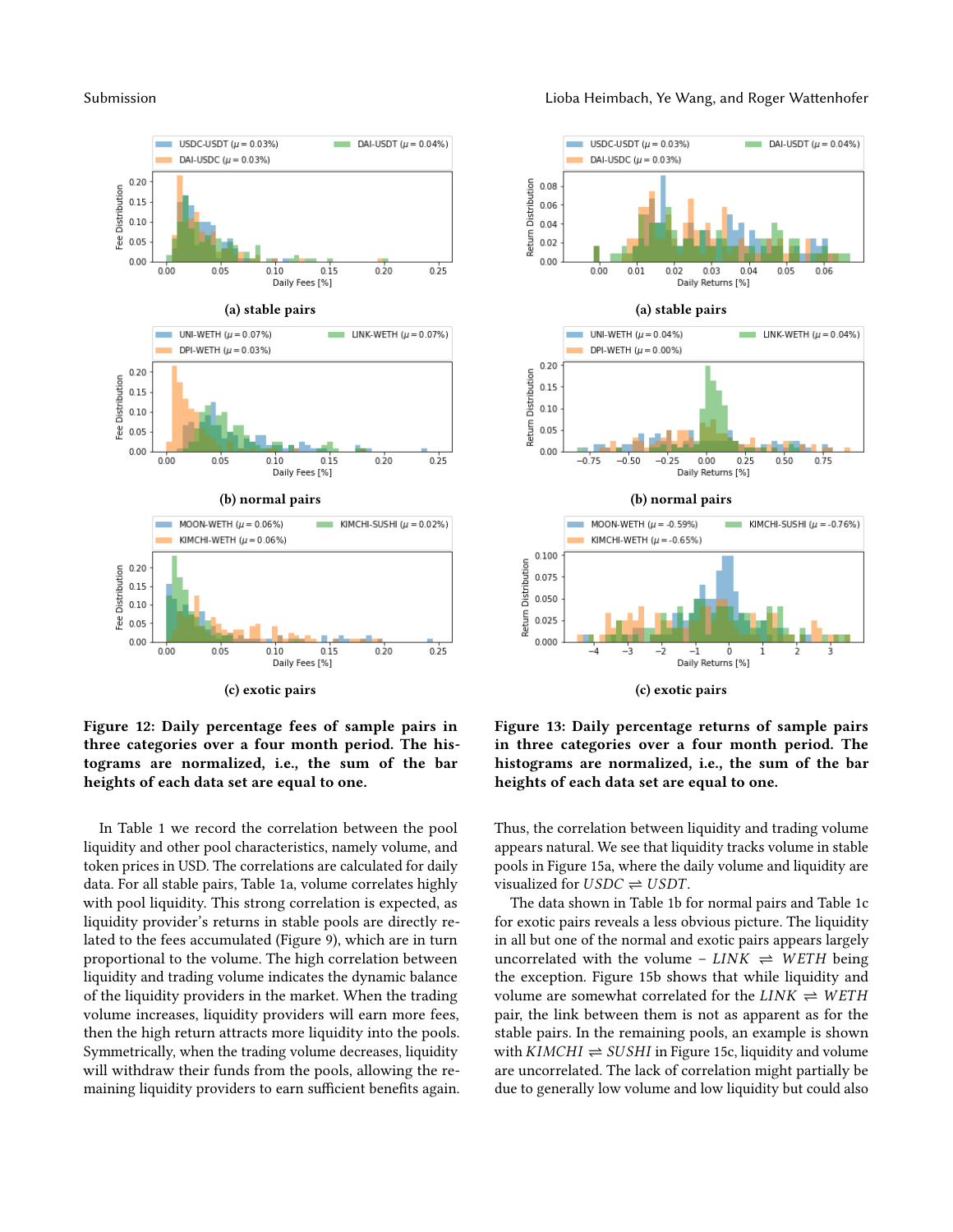(a) stable pairs

(b) normal pairs

(c) exotic pairs

**Figure 12: Daily percentage fees of sample pairs in three categories over a four month period. The histograms are normalized, i.e., the sum of the bar heights of each data set are equal to one.**

(a) stable pairs

(b) normal pairs

(c) exotic pairs

**Figure 13: Daily percentage returns of sample pairs in three categories over a four month period. The histograms are normalized, i.e., the sum of the bar heights of each data set are equal to one.**

In Table 1 we record the correlation between the pool liquidity and other pool characteristics, namely volume, and token prices in USD. The correlations are calculated for daily data. For all stable pairs, Table 1a, volume correlates highly with pool liquidity. This strong correlation is expected, as liquidity provider's returns in stable pools are directly related to the fees accumulated (Figure 9), which are in turn proportional to the volume. The high correlation between liquidity and trading volume indicates the dynamic balance of the liquidity providers in the market. When the trading volume increases, liquidity providers will earn more fees, then the high return attracts more liquidity into the pools. Symmetrically, when the trading volume decreases, liquidity will withdraw their funds from the pools, allowing the remaining liquidity providers to earn sufficient benefits again. Thus, the correlation between liquidity and trading volume appears natural. We see that liquidity tracks volume in stable pools in Figure 15a, where the daily volume and liquidity are visualized for $USDC \rightleftharpoons USDT$.

The data shown in Table 1b for normal pairs and Table 1c for exotic pairs reveals a less obvious picture. The liquidity in all but one of the normal and exotic pairs appears largely uncorrelated with the volume – $LINK \rightleftharpoons WETH$ being the exception. Figure 15b shows that while liquidity and volume are somewhat correlated for the $LINK \rightleftharpoons WETH$ pair, the link between them is not as apparent as for the stable pairs. In the remaining pools, an example is shown with $KIMCHI \rightleftharpoons SUSHI$ in Figure 15c, liquidity and volume are uncorrelated. The lack of correlation might partially be due to generally low volume and low liquidity but could also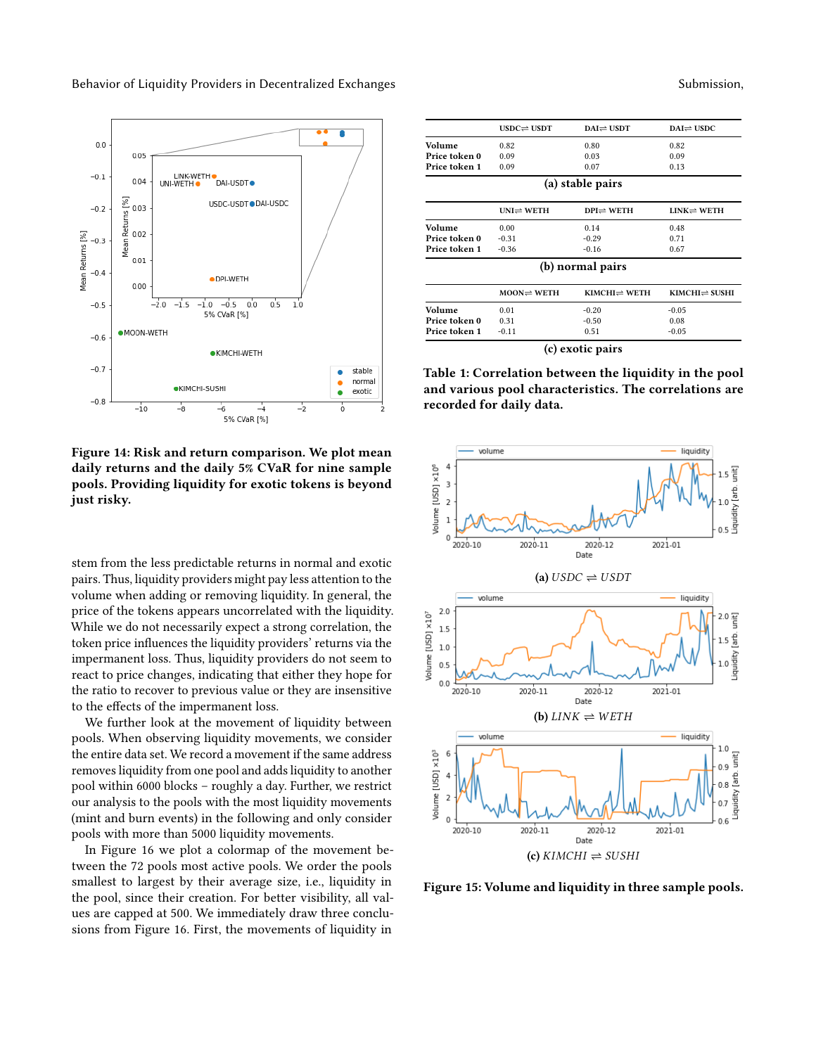**Figure 14: Risk and return comparison. We plot mean daily returns and the daily 5% CVaR for nine sample pools. Providing liquidity for exotic tokens is beyond just risky.**

stem from the less predictable returns in normal and exotic pairs. Thus, liquidity providers might pay less attention to the volume when adding or removing liquidity. In general, the price of the tokens appears uncorrelated with the liquidity. While we do not necessarily expect a strong correlation, the token price influences the liquidity providers' returns via the impermanent loss. Thus, liquidity providers do not seem to react to price changes, indicating that either they hope for the ratio to recover to previous value or they are insensitive to the effects of the impermanent loss.

We further look at the movement of liquidity between pools. When observing liquidity movements, we consider the entire data set. We record a movement if the same address removes liquidity from one pool and adds liquidity to another pool within 6000 blocks – roughly a day. Further, we restrict our analysis to the pools with the most liquidity movements (mint and burn events) in the following and only consider pools with more than 5000 liquidity movements.

In Figure 16 we plot a colormap of the movement between the 72 pools most active pools. We order the pools smallest to largest by their average size, i.e., liquidity in the pool, since their creation. For better visibility, all values are capped at 500. We immediately draw three conclusions from Figure 16. First, the movements of liquidity in

| | USDC⇌ USDT | DAI⇌ USDT | DAI⇌ USDC |
|---|---|---|---|
| Volume | 0.82 | 0.80 | 0.82 |
| Price token 0 | 0.09 | 0.03 | 0.09 |
| Price token 1 | 0.09 | 0.07 | 0.13 |

**(a) stable pairs**

| | UNI⇌ WETH | DPI⇌ WETH | LINK⇌ WETH |
|---|---|---|---|
| Volume | 0.00 | 0.14 | 0.48 |
| Price token 0 | -0.31 | -0.29 | 0.71 |
| Price token 1 | -0.36 | -0.16 | 0.67 |

**(b) normal pairs**

| | MOON⇌ WETH | KIMCHI⇌ WETH | KIMCHI⇌ SUSHI |
|---|---|---|---|
| Volume | 0.01 | -0.20 | -0.05 |
| Price token 0 | 0.31 | -0.50 | 0.08 |
| Price token 1 | -0.11 | 0.51 | -0.05 |

**(c) exotic pairs**

**Table 1: Correlation between the liquidity in the pool and various pool characteristics. The correlations are recorded for daily data.**

(a) *USDC ⇌ USDT*

(b) *LINK ⇌ WETH*

(c) *KIMCHI ⇌ SUSHI*

**Figure 15: Volume and liquidity in three sample pools.**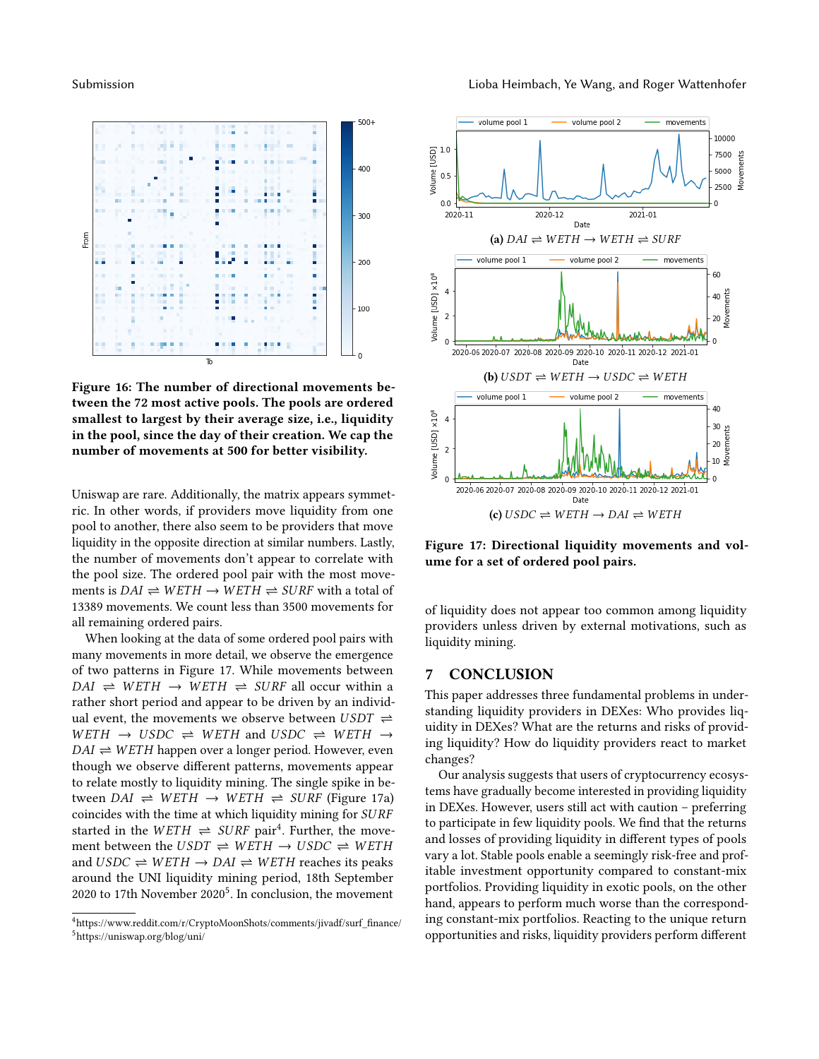Figure 16: The number of directional movements between the 72 most active pools. The pools are ordered smallest to largest by their average size, i.e., liquidity in the pool, since the day of their creation. We cap the number of movements at 500 for better visibility.

Uniswap are rare. Additionally, the matrix appears symmetric. In other words, if providers move liquidity from one pool to another, there also seem to be providers that move liquidity in the opposite direction at similar numbers. Lastly, the number of movements don't appear to correlate with the pool size. The ordered pool pair with the most movements is $DAI \rightleftharpoons WETH \rightarrow WETH \rightleftharpoons SURF$ with a total of 13389 movements. We count less than 3500 movements for all remaining ordered pairs.

When looking at the data of some ordered pool pairs with many movements in more detail, we observe the emergence of two patterns in Figure 17. While movements between $DAI \rightleftharpoons WETH \rightarrow WETH \rightleftharpoons SURF$ all occur within a rather short period and appear to be driven by an individual event, the movements we observe between $USDT \rightleftharpoons WETH \rightarrow USDC \rightleftharpoons WETH$ and $USDC \rightleftharpoons WETH \rightarrow DAI \rightleftharpoons WETH$ happen over a longer period. However, even though we observe different patterns, movements appear to relate mostly to liquidity mining. The single spike in between $DAI \rightleftharpoons WETH \rightarrow WETH \rightleftharpoons SURF$ (Figure 17a) coincides with the time at which liquidity mining for $SURF$ started in the $WETH \rightleftharpoons SURF$ pair[4]. Further, the movement between the $USDT \rightleftharpoons WETH \rightarrow USDC \rightleftharpoons WETH$ and $USDC \rightleftharpoons WETH \rightarrow DAI \rightleftharpoons WETH$ reaches its peaks around the UNI liquidity mining period, 18th September 2020 to 17th November 2020[5]. In conclusion, the movement of liquidity does not appear too common among liquidity providers unless driven by external motivations, such as liquidity mining.

(a) $DAI \rightleftharpoons WETH \rightarrow WETH \rightleftharpoons SURF$

(b) $USDT \rightleftharpoons WETH \rightarrow USDC \rightleftharpoons WETH$

(c) $USDC \rightleftharpoons WETH \rightarrow DAI \rightleftharpoons WETH$

Figure 17: Directional liquidity movements and volume for a set of ordered pool pairs.

## 7 CONCLUSION

This paper addresses three fundamental problems in understanding liquidity providers in DEXes: Who provides liquidity in DEXes? What are the returns and risks of providing liquidity? How do liquidity providers react to market changes?

Our analysis suggests that users of cryptocurrency ecosystems have gradually become interested in providing liquidity in DEXes. However, users still act with caution – preferring to participate in few liquidity pools. We find that the returns and losses of providing liquidity in different types of pools vary a lot. Stable pools enable a seemingly risk-free and profitable investment opportunity compared to constant-mix portfolios. Providing liquidity in exotic pools, on the other hand, appears to perform much worse than the corresponding constant-mix portfolios. Reacting to the unique return opportunities and risks, liquidity providers perform different

[4] https://www.reddit.com/r/CryptoMoonShots/comments/jivadf/surf_finance/

[5] https://uniswap.org/blog/uni/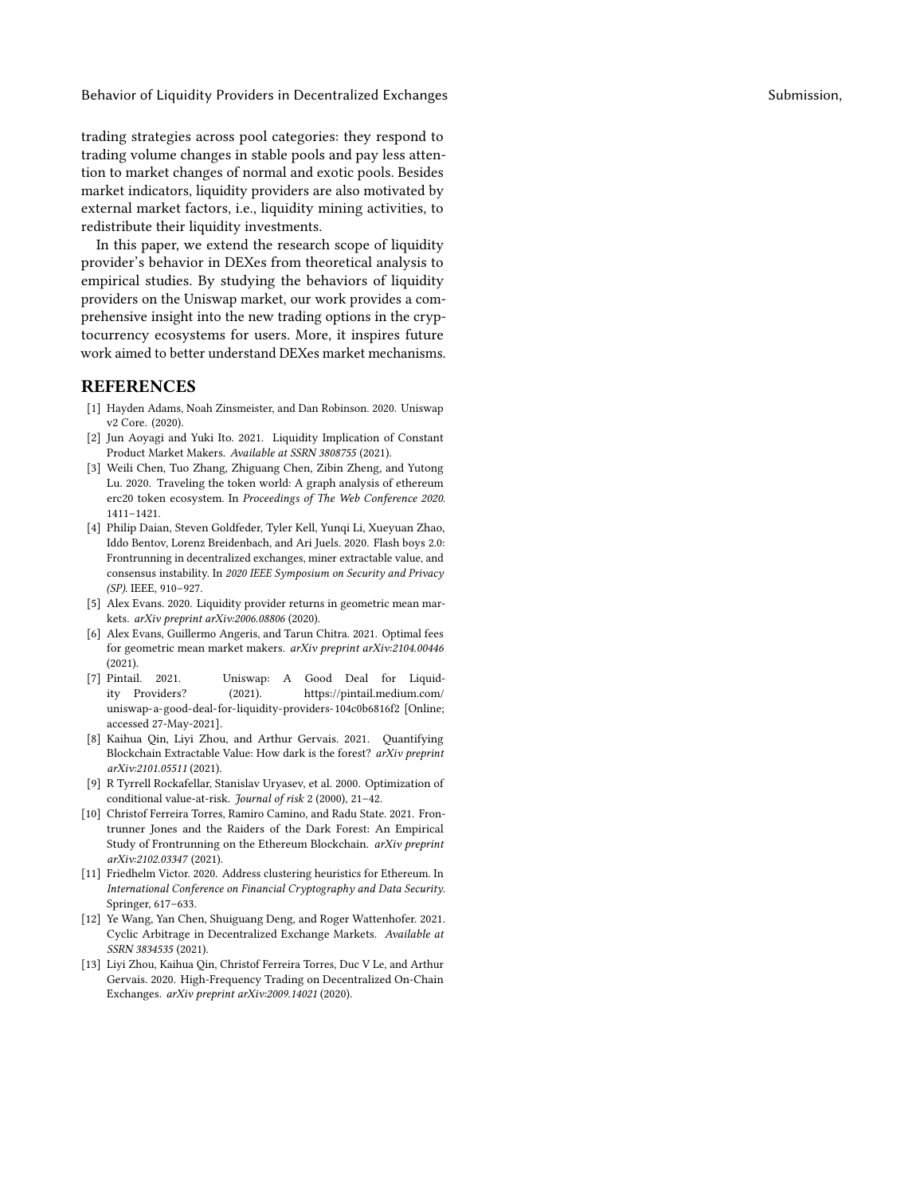trading strategies across pool categories: they respond to trading volume changes in stable pools and pay less attention to market changes of normal and exotic pools. Besides market indicators, liquidity providers are also motivated by external market factors, i.e., liquidity mining activities, to redistribute their liquidity investments.

In this paper, we extend the research scope of liquidity provider's behavior in DEXes from theoretical analysis to empirical studies. By studying the behaviors of liquidity providers on the Uniswap market, our work provides a comprehensive insight into the new trading options in the cryptocurrency ecosystems for users. More, it inspires future work aimed to better understand DEXes market mechanisms.

## REFERENCES

- [1] Hayden Adams, Noah Zinsmeister, and Dan Robinson. 2020. Uniswap v2 Core. (2020).
- [2] Jun Aoyagi and Yuki Ito. 2021. Liquidity Implication of Constant Product Market Makers. *Available at SSRN 3808755* (2021).
- [3] Weili Chen, Tuo Zhang, Zhiguang Chen, Zibin Zheng, and Yutong Lu. 2020. Traveling the token world: A graph analysis of ethereum erc20 token ecosystem. In *Proceedings of The Web Conference 2020*. 1411–1421.
- [4] Philip Daian, Steven Goldfeder, Tyler Kell, Yunqi Li, Xueyuan Zhao, Iddo Bentov, Lorenz Breidenbach, and Ari Juels. 2020. Flash boys 2.0: Frontrunning in decentralized exchanges, miner extractable value, and consensus instability. In *2020 IEEE Symposium on Security and Privacy (SP)*. IEEE, 910–927.
- [5] Alex Evans. 2020. Liquidity provider returns in geometric mean markets. *arXiv preprint arXiv:2006.08806* (2020).
- [6] Alex Evans, Guillermo Angeris, and Tarun Chitra. 2021. Optimal fees for geometric mean market makers. *arXiv preprint arXiv:2104.00446* (2021).
- [7] Pintail. 2021. Uniswap: A Good Deal for Liquidity Providers? (2021). https://pintail.medium.com/uniswap-a-good-deal-for-liquidity-providers-104c0b6816f2 [Online; accessed 27-May-2021].
- [8] Kaihua Qin, Liyi Zhou, and Arthur Gervais. 2021. Quantifying Blockchain Extractable Value: How dark is the forest? *arXiv preprint arXiv:2101.05511* (2021).
- [9] R Tyrrell Rockafellar, Stanislav Uryasev, et al. 2000. Optimization of conditional value-at-risk. *Journal of risk* 2 (2000), 21–42.
- [10] Christof Ferreira Torres, Ramiro Camino, and Radu State. 2021. Frontrunner Jones and the Raiders of the Dark Forest: An Empirical Study of Frontrunning on the Ethereum Blockchain. *arXiv preprint arXiv:2102.03347* (2021).
- [11] Friedhelm Victor. 2020. Address clustering heuristics for Ethereum. In *International Conference on Financial Cryptography and Data Security*. Springer, 617–633.
- [12] Ye Wang, Yan Chen, Shuiguang Deng, and Roger Wattenhofer. 2021. Cyclic Arbitrage in Decentralized Exchange Markets. *Available at SSRN 3834535* (2021).
- [13] Liyi Zhou, Kaihua Qin, Christof Ferreira Torres, Duc V Le, and Arthur Gervais. 2020. High-Frequency Trading on Decentralized On-Chain Exchanges. *arXiv preprint arXiv:2009.14021* (2020).